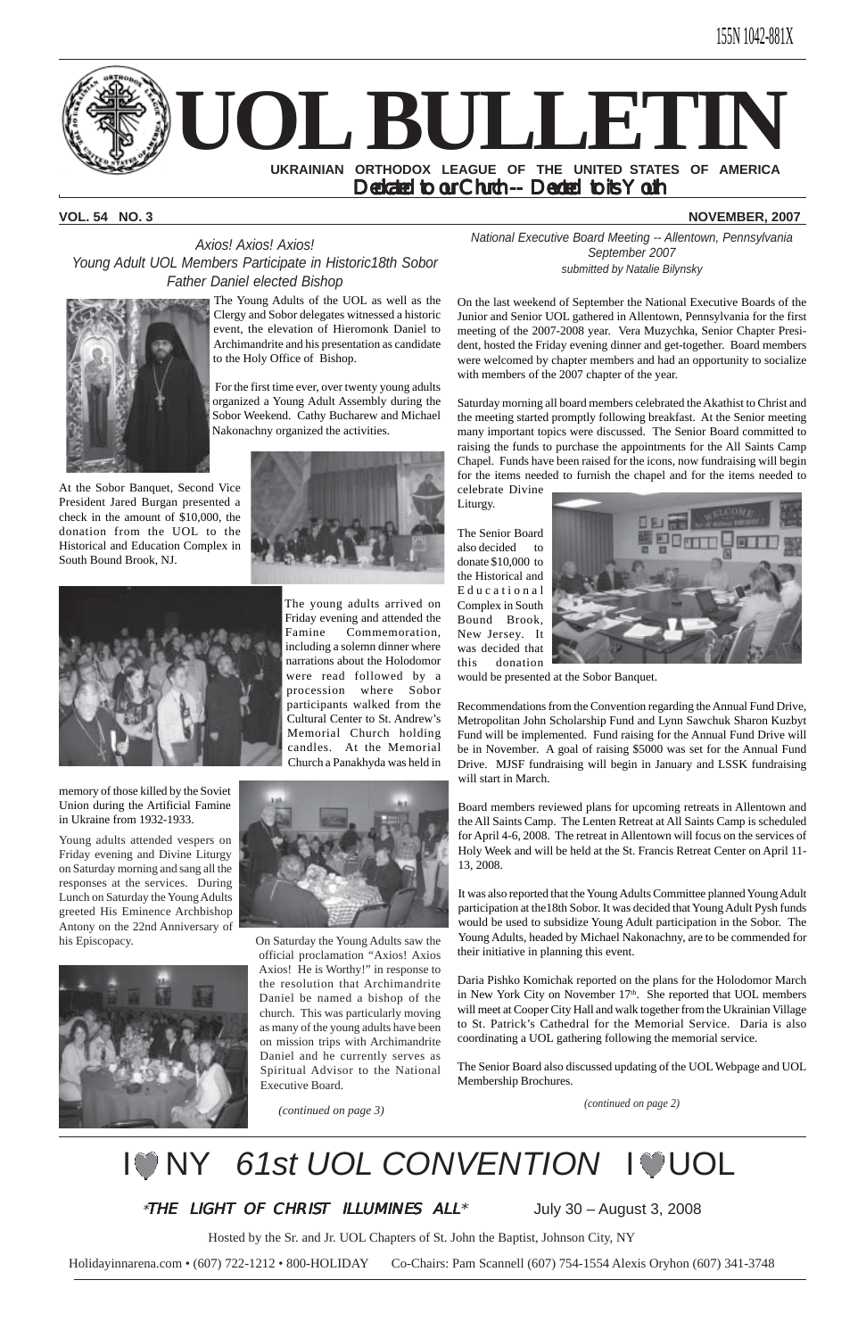ISSN 1042-881X

# UOL BULLETIN

**UKRAINIAN ORTHODOX LEAGUE OF THE UNITED STATES OF AMERICA**

*Dedicated to our Church -- Devoted to its Youth*

**VOL. 54 NO. 3** **NOVEMBER, 2007**

## *Axios! Axios! Axios!*
## *Young Adult UOL Members Participate in Historic18th Sobor*
## *Father Daniel elected Bishop*

The Young Adults of the UOL as well as the Clergy and Sobor delegates witnessed a historic event, the elevation of Hieromonk Daniel to Archimandrite and his presentation as candidate to the Holy Office of Bishop.

For the first time ever, over twenty young adults organized a Young Adult Assembly during the Sobor Weekend. Cathy Bucharew and Michael Nakonachny organized the activities.

At the Sobor Banquet, Second Vice President Jared Burgan presented a check in the amount of $10,000, the donation from the UOL to the Historical and Education Complex in South Bound Brook, NJ.

The young adults arrived on Friday evening and attended the Famine Commemoration, including a solemn dinner where narrations about the Holodomor were read followed by a procession where Sobor participants walked from the Cultural Center to St. Andrew's Memorial Church holding candles. At the Memorial Church a Panakhyda was held in memory of those killed by the Soviet Union during the Artificial Famine in Ukraine from 1932-1933.

Young adults attended vespers on Friday evening and Divine Liturgy on Saturday morning and sang all the responses at the services. During Lunch on Saturday the Young Adults greeted His Eminence Archbishop Antony on the 22nd Anniversary of his Episcopacy.

On Saturday the Young Adults saw the official proclamation "Axios! Axios Axios! He is Worthy!" in response to the resolution that Archimandrite Daniel be named a bishop of the church. This was particularly moving as many of the young adults have been on mission trips with Archimandrite Daniel and he currently serves as Spiritual Advisor to the National Executive Board.

*(continued on page 3)*

## *National Executive Board Meeting -- Allentown, Pennsylvania*
## *September 2007*
*submitted by Natalie Bilynsky*

On the last weekend of September the National Executive Boards of the Junior and Senior UOL gathered in Allentown, Pennsylvania for the first meeting of the 2007-2008 year. Vera Muzychka, Senior Chapter President, hosted the Friday evening dinner and get-together. Board members were welcomed by chapter members and had an opportunity to socialize with members of the 2007 chapter of the year.

Saturday morning all board members celebrated the Akathist to Christ and the meeting started promptly following breakfast. At the Senior meeting many important topics were discussed. The Senior Board committed to raising the funds to purchase the appointments for the All Saints Camp Chapel. Funds have been raised for the icons, now fundraising will begin for the items needed to furnish the chapel and for the items needed to celebrate Divine Liturgy.

The Senior Board also decided to donate $10,000 to the Historical and Educational Complex in South Bound Brook, New Jersey. It was decided that this donation would be presented at the Sobor Banquet.

Recommendations from the Convention regarding the Annual Fund Drive, Metropolitan John Scholarship Fund and Lynn Sawchuk Sharon Kuzbyt Fund will be implemented. Fund raising for the Annual Fund Drive will be in November. A goal of raising $5000 was set for the Annual Fund Drive. MJSF fundraising will begin in January and LSSK fundraising will start in March.

Board members reviewed plans for upcoming retreats in Allentown and the All Saints Camp. The Lenten Retreat at All Saints Camp is scheduled for April 4-6, 2008. The retreat in Allentown will focus on the services of Holy Week and will be held at the St. Francis Retreat Center on April 11-13, 2008.

It was also reported that the Young Adults Committee planned Young Adult participation at the18th Sobor. It was decided that Young Adult Pysh funds would be used to subsidize Young Adult participation in the Sobor. The Young Adults, headed by Michael Nakonachny, are to be commended for their initiative in planning this event.

Daria Pishko Komichak reported on the plans for the Holodomor March in New York City on November 17th. She reported that UOL members will meet at Cooper City Hall and walk together from the Ukrainian Village to St. Patrick's Cathedral for the Memorial Service. Daria is also coordinating a UOL gathering following the memorial service.

The Senior Board also discussed updating of the UOL Webpage and UOL Membership Brochures.

*(continued on page 2)*

## I ♥ NY *61st UOL CONVENTION* I ♥ UOL

*"THE LIGHT OF CHRIST ILLUMINES ALL"* July 30 – August 3, 2008

Hosted by the Sr. and Jr. UOL Chapters of St. John the Baptist, Johnson City, NY

Holidayinnarena.com • (607) 722-1212 • 800-HOLIDAY Co-Chairs: Pam Scannell (607) 754-1554 Alexis Oryhon (607) 341-3748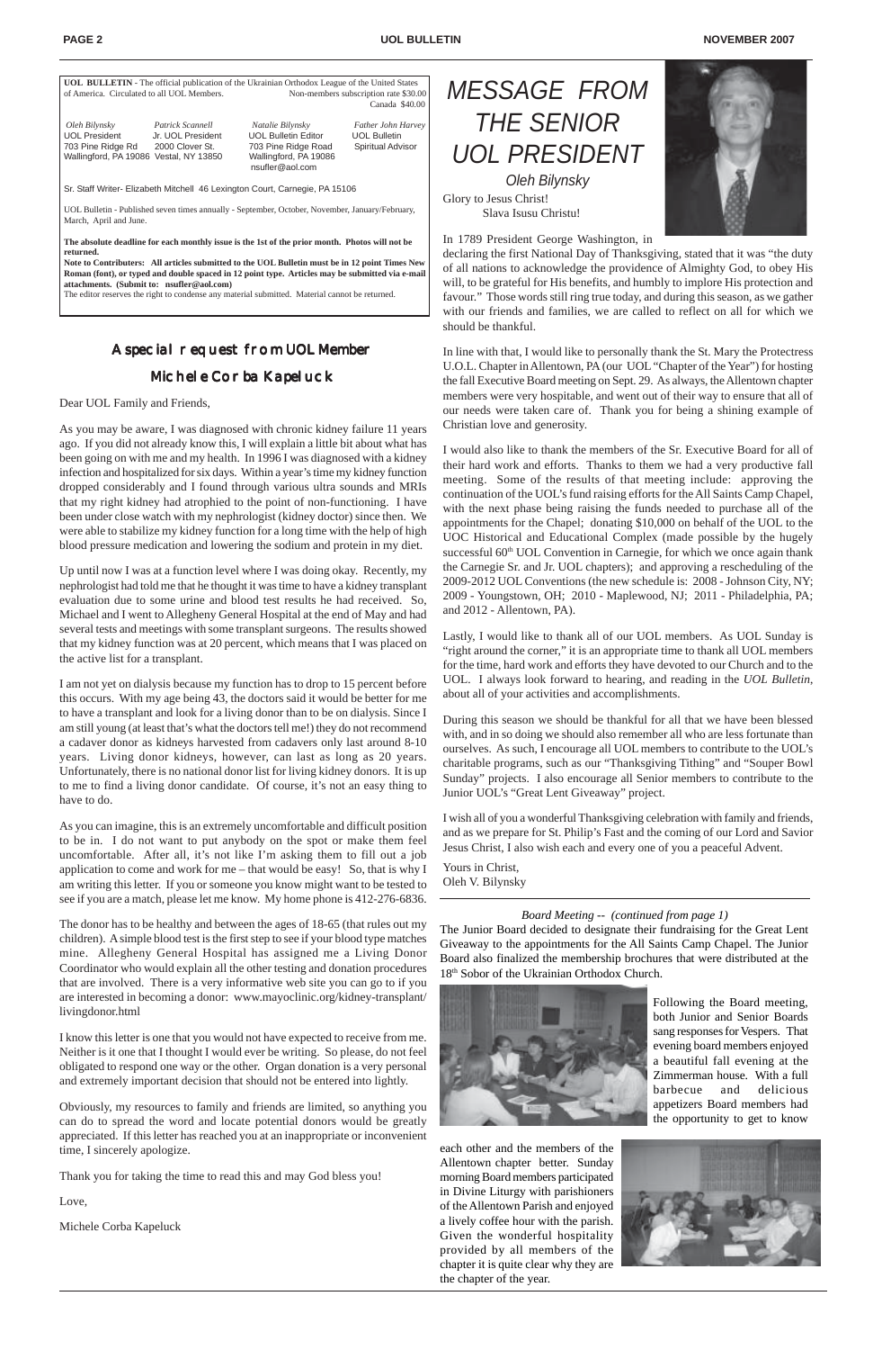**UOL BULLETIN** - The official publication of the Ukrainian Orthodox League of the United States of America. Circulated to all UOL Members. Non-members subscription rate $30.00 Canada $40.00

| *Oleh Bilynsky* | *Patrick Scannell* | *Natalie Bilynsky* | *Father John Harvey* |
|---|---|---|---|
| UOL President | Jr. UOL President | UOL Bulletin Editor | UOL Bulletin |
| 703 Pine Ridge Rd | 2000 Clover St. | 703 Pine Ridge Road | Spiritual Advisor |
| Wallingford, PA 19086 | Vestal, NY 13850 | Wallingford, PA 19086 | |
| | | nsufler@aol.com | |

Sr. Staff Writer- Elizabeth Mitchell 46 Lexington Court, Carnegie, PA 15106

UOL Bulletin - Published seven times annually - September, October, November, January/February, March, April and June.

**The absolute deadline for each monthly issue is the 1st of the prior month. Photos will not be returned.**
**Note to Contributers: All articles submitted to the UOL Bulletin must be in 12 point Times New Roman (font), or typed and double spaced in 12 point type. Articles may be submitted via e-mail attachments. (Submit to: nsufler@aol.com)**
The editor reserves the right to condense any material submitted. Material cannot be returned.

## A special request from UOL Member Michele Corba Kapeluck

Dear UOL Family and Friends,

As you may be aware, I was diagnosed with chronic kidney failure 11 years ago. If you did not already know this, I will explain a little bit about what has been going on with me and my health. In 1996 I was diagnosed with a kidney infection and hospitalized for six days. Within a year's time my kidney function dropped considerably and I found through various ultra sounds and MRIs that my right kidney had atrophied to the point of non-functioning. I have been under close watch with my nephrologist (kidney doctor) since then. We were able to stabilize my kidney function for a long time with the help of high blood pressure medication and lowering the sodium and protein in my diet.

Up until now I was at a function level where I was doing okay. Recently, my nephrologist had told me that he thought it was time to have a kidney transplant evaluation due to some urine and blood test results he had received. So, Michael and I went to Allegheny General Hospital at the end of May and had several tests and meetings with some transplant surgeons. The results showed that my kidney function was at 20 percent, which means that I was placed on the active list for a transplant.

I am not yet on dialysis because my function has to drop to 15 percent before this occurs. With my age being 43, the doctors said it would be better for me to have a transplant and look for a living donor than to be on dialysis. Since I am still young (at least that's what the doctors tell me!) they do not recommend a cadaver donor as kidneys harvested from cadavers only last around 8-10 years. Living donor kidneys, however, can last as long as 20 years. Unfortunately, there is no national donor list for living kidney donors. It is up to me to find a living donor candidate. Of course, it's not an easy thing to have to do.

As you can imagine, this is an extremely uncomfortable and difficult position to be in. I do not want to put anybody on the spot or make them feel uncomfortable. After all, it's not like I'm asking them to fill out a job application to come and work for me – that would be easy! So, that is why I am writing this letter. If you or someone you know might want to be tested to see if you are a match, please let me know. My home phone is 412-276-6836.

The donor has to be healthy and between the ages of 18-65 (that rules out my children). A simple blood test is the first step to see if your blood type matches mine. Allegheny General Hospital has assigned me a Living Donor Coordinator who would explain all the other testing and donation procedures that are involved. There is a very informative web site you can go to if you are interested in becoming a donor: www.mayoclinic.org/kidney-transplant/livingdonor.html

I know this letter is one that you would not have expected to receive from me. Neither is it one that I thought I would ever be writing. So please, do not feel obligated to respond one way or the other. Organ donation is a very personal and extremely important decision that should not be entered into lightly.

Obviously, my resources to family and friends are limited, so anything you can do to spread the word and locate potential donors would be greatly appreciated. If this letter has reached you at an inappropriate or inconvenient time, I sincerely apologize.

Thank you for taking the time to read this and may God bless you!

Love,

Michele Corba Kapeluck

# MESSAGE FROM THE SENIOR UOL PRESIDENT

*Oleh Bilynsky*

Glory to Jesus Christ!
Slava Isusu Christu!

In 1789 President George Washington, in declaring the first National Day of Thanksgiving, stated that it was "the duty of all nations to acknowledge the providence of Almighty God, to obey His will, to be grateful for His benefits, and humbly to implore His protection and favour." Those words still ring true today, and during this season, as we gather with our friends and families, we are called to reflect on all for which we should be thankful.

In line with that, I would like to personally thank the St. Mary the Protectress U.O.L. Chapter in Allentown, PA (our UOL "Chapter of the Year") for hosting the fall Executive Board meeting on Sept. 29. As always, the Allentown chapter members were very hospitable, and went out of their way to ensure that all of our needs were taken care of. Thank you for being a shining example of Christian love and generosity.

I would also like to thank the members of the Sr. Executive Board for all of their hard work and efforts. Thanks to them we had a very productive fall meeting. Some of the results of that meeting include: approving the continuation of the UOL's fund raising efforts for the All Saints Camp Chapel, with the next phase being raising the funds needed to purchase all of the appointments for the Chapel; donating $10,000 on behalf of the UOL to the UOC Historical and Educational Complex (made possible by the hugely successful 60th UOL Convention in Carnegie, for which we once again thank the Carnegie Sr. and Jr. UOL chapters); and approving a rescheduling of the 2009-2012 UOL Conventions (the new schedule is: 2008 - Johnson City, NY; 2009 - Youngstown, OH; 2010 - Maplewood, NJ; 2011 - Philadelphia, PA; and 2012 - Allentown, PA).

Lastly, I would like to thank all of our UOL members. As UOL Sunday is "right around the corner," it is an appropriate time to thank all UOL members for the time, hard work and efforts they have devoted to our Church and to the UOL. I always look forward to hearing, and reading in the *UOL Bulletin*, about all of your activities and accomplishments.

During this season we should be thankful for all that we have been blessed with, and in so doing we should also remember all who are less fortunate than ourselves. As such, I encourage all UOL members to contribute to the UOL's charitable programs, such as our "Thanksgiving Tithing" and "Souper Bowl Sunday" projects. I also encourage all Senior members to contribute to the Junior UOL's "Great Lent Giveaway" project.

I wish all of you a wonderful Thanksgiving celebration with family and friends, and as we prepare for St. Philip's Fast and the coming of our Lord and Savior Jesus Christ, I also wish each and every one of you a peaceful Advent.

Yours in Christ,
Oleh V. Bilynsky

*Board Meeting -- (continued from page 1)*

The Junior Board decided to designate their fundraising for the Great Lent Giveaway to the appointments for the All Saints Camp Chapel. The Junior Board also finalized the membership brochures that were distributed at the 18th Sobor of the Ukrainian Orthodox Church.

Following the Board meeting, both Junior and Senior Boards sang responses for Vespers. That evening board members enjoyed a beautiful fall evening at the Zimmerman house. With a full barbecue and delicious appetizers Board members had the opportunity to get to know each other and the members of the Allentown chapter better. Sunday morning Board members participated in Divine Liturgy with parishioners of the Allentown Parish and enjoyed a lively coffee hour with the parish. Given the wonderful hospitality provided by all members of the chapter it is quite clear why they are the chapter of the year.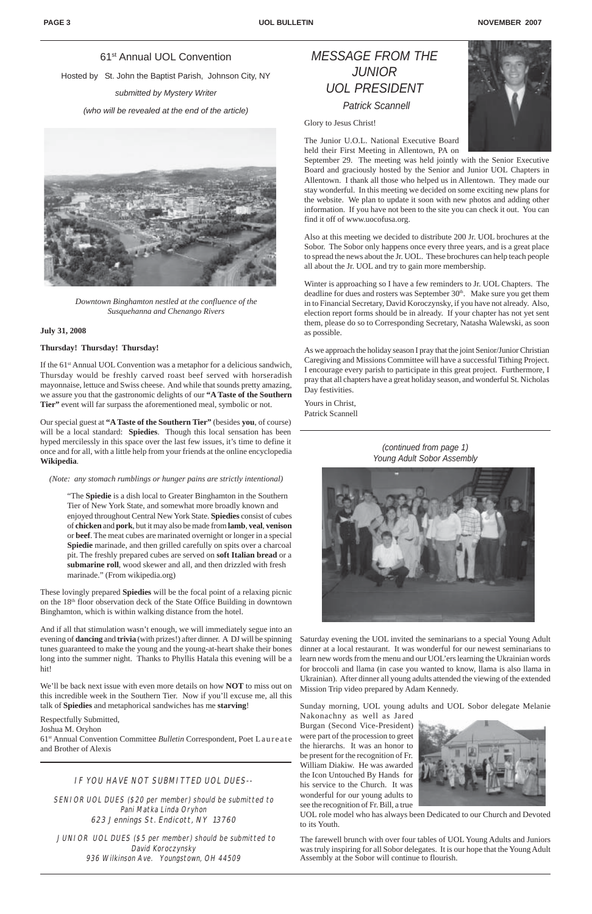## 61st Annual UOL Convention

Hosted by St. John the Baptist Parish, Johnson City, NY

*submitted by Mystery Writer*

*(who will be revealed at the end of the article)*

*Downtown Binghamton nestled at the confluence of the Susquehanna and Chenango Rivers*

**July 31, 2008**

**Thursday! Thursday! Thursday!**

If the 61st Annual UOL Convention was a metaphor for a delicious sandwich, Thursday would be freshly carved roast beef served with horseradish mayonnaise, lettuce and Swiss cheese. And while that sounds pretty amazing, we assure you that the gastronomic delights of our **"A Taste of the Southern Tier"** event will far surpass the aforementioned meal, symbolic or not.

Our special guest at **"A Taste of the Southern Tier"** (besides **you**, of course) will be a local standard: **Spiedies**. Though this local sensation has been hyped mercilessly in this space over the last few issues, it's time to define it once and for all, with a little help from your friends at the online encyclopedia **Wikipedia**.

*(Note: any stomach rumblings or hunger pains are strictly intentional)*

> "The **Spiedie** is a dish local to Greater Binghamton in the Southern Tier of New York State, and somewhat more broadly known and enjoyed throughout Central New York State. **Spiedies** consist of cubes of **chicken** and **pork**, but it may also be made from **lamb**, **veal**, **venison** or **beef**. The meat cubes are marinated overnight or longer in a special **Spiedie** marinade, and then grilled carefully on spits over a charcoal pit. The freshly prepared cubes are served on **soft Italian bread** or a **submarine roll**, wood skewer and all, and then drizzled with fresh marinade." (From wikipedia.org)

These lovingly prepared **Spiedies** will be the focal point of a relaxing picnic on the 18th floor observation deck of the State Office Building in downtown Binghamton, which is within walking distance from the hotel.

And if all that stimulation wasn't enough, we will immediately segue into an evening of **dancing** and **trivia** (with prizes!) after dinner. A DJ will be spinning tunes guaranteed to make the young and the young-at-heart shake their bones long into the summer night. Thanks to Phyllis Hatala this evening will be a hit!

We'll be back next issue with even more details on how **NOT** to miss out on this incredible week in the Southern Tier. Now if you'll excuse me, all this talk of **Spiedies** and metaphorical sandwiches has me **starving**!

Respectfully Submitted,
Joshua M. Oryhon
61st Annual Convention Committee *Bulletin* Correspondent, Poet Laureate and Brother of Alexis

---

IF YOU HAVE NOT SUBMITTED UOL DUES--

SENIOR UOL DUES ($20 per member) should be submitted to
Pani Matka Linda Oryhon
623 Jennings St. Endicott, NY 13760

JUNIOR UOL DUES ($5 per member) should be submitted to
David Koroczynsky
936 Wilkinson Ave. Youngstown, OH 44509

---

## *MESSAGE FROM THE JUNIOR UOL PRESIDENT*

*Patrick Scannell*

Glory to Jesus Christ!

The Junior U.O.L. National Executive Board held their First Meeting in Allentown, PA on September 29. The meeting was held jointly with the Senior Executive Board and graciously hosted by the Senior and Junior UOL Chapters in Allentown. I thank all those who helped us in Allentown. They made our stay wonderful. In this meeting we decided on some exciting new plans for the website. We plan to update it soon with new photos and adding other information. If you have not been to the site you can check it out. You can find it off of www.uocofusa.org.

Also at this meeting we decided to distribute 200 Jr. UOL brochures at the Sobor. The Sobor only happens once every three years, and is a great place to spread the news about the Jr. UOL. These brochures can help teach people all about the Jr. UOL and try to gain more membership.

Winter is approaching so I have a few reminders to Jr. UOL Chapters. The deadline for dues and rosters was September 30th. Make sure you get them in to Financial Secretary, David Koroczynsky, if you have not already. Also, election report forms should be in already. If your chapter has not yet sent them, please do so to Corresponding Secretary, Natasha Walewski, as soon as possible.

As we approach the holiday season I pray that the joint Senior/Junior Christian Caregiving and Missions Committee will have a successful Tithing Project. I encourage every parish to participate in this great project. Furthermore, I pray that all chapters have a great holiday season, and wonderful St. Nicholas Day festivities.

Yours in Christ,
Patrick Scannell

---

*(continued from page 1)*
*Young Adult Sobor Assembly*

Saturday evening the UOL invited the seminarians to a special Young Adult dinner at a local restaurant. It was wonderful for our newest seminarians to learn new words from the menu and our UOL'ers learning the Ukrainian words for broccoli and llama (in case you wanted to know, llama is also llama in Ukrainian). After dinner all young adults attended the viewing of the extended Mission Trip video prepared by Adam Kennedy.

Sunday morning, UOL young adults and UOL Sobor delegate Melanie Nakonachny as well as Jared Burgan (Second Vice-President) were part of the procession to greet the hierarchs. It was an honor to be present for the recognition of Fr. William Diakiw. He was awarded the Icon Untouched By Hands for his service to the Church. It was wonderful for our young adults to see the recognition of Fr. Bill, a true UOL role model who has always been Dedicated to our Church and Devoted to its Youth.

The farewell brunch with over four tables of UOL Young Adults and Juniors was truly inspiring for all Sobor delegates. It is our hope that the Young Adult Assembly at the Sobor will continue to flourish.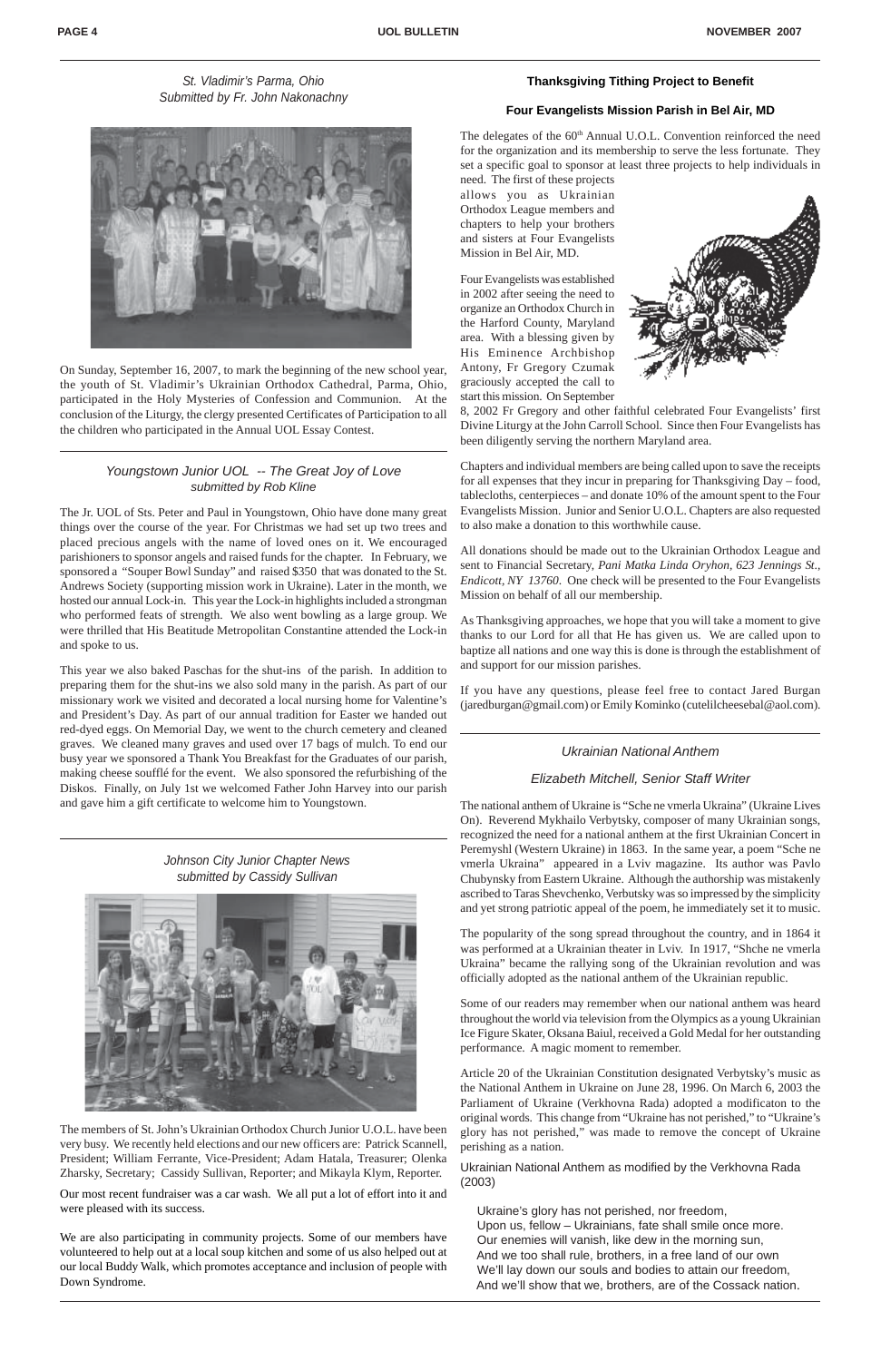### St. Vladimir's Parma, Ohio
*Submitted by Fr. John Nakonachny*

On Sunday, September 16, 2007, to mark the beginning of the new school year, the youth of St. Vladimir's Ukrainian Orthodox Cathedral, Parma, Ohio, participated in the Holy Mysteries of Confession and Communion. At the conclusion of the Liturgy, the clergy presented Certificates of Participation to all the children who participated in the Annual UOL Essay Contest.

### Youngstown Junior UOL -- The Great Joy of Love
*submitted by Rob Kline*

The Jr. UOL of Sts. Peter and Paul in Youngstown, Ohio have done many great things over the course of the year. For Christmas we had set up two trees and placed precious angels with the name of loved ones on it. We encouraged parishioners to sponsor angels and raised funds for the chapter. In February, we sponsored a "Souper Bowl Sunday" and raised $350 that was donated to the St. Andrews Society (supporting mission work in Ukraine). Later in the month, we hosted our annual Lock-in. This year the Lock-in highlights included a strongman who performed feats of strength. We also went bowling as a large group. We were thrilled that His Beatitude Metropolitan Constantine attended the Lock-in and spoke to us.

This year we also baked Paschas for the shut-ins of the parish. In addition to preparing them for the shut-ins we also sold many in the parish. As part of our missionary work we visited and decorated a local nursing home for Valentine's and President's Day. As part of our annual tradition for Easter we handed out red-dyed eggs. On Memorial Day, we went to the church cemetery and cleaned graves. We cleaned many graves and used over 17 bags of mulch. To end our busy year we sponsored a Thank You Breakfast for the Graduates of our parish, making cheese soufflé for the event. We also sponsored the refurbishing of the Diskos. Finally, on July 1st we welcomed Father John Harvey into our parish and gave him a gift certificate to welcome him to Youngstown.

### Johnson City Junior Chapter News
*submitted by Cassidy Sullivan*

The members of St. John's Ukrainian Orthodox Church Junior U.O.L. have been very busy. We recently held elections and our new officers are: Patrick Scannell, President; William Ferrante, Vice-President; Adam Hatala, Treasurer; Olenka Zharsky, Secretary; Cassidy Sullivan, Reporter; and Mikayla Klym, Reporter.

Our most recent fundraiser was a car wash. We all put a lot of effort into it and were pleased with its success.

We are also participating in community projects. Some of our members have volunteered to help out at a local soup kitchen and some of us also helped out at our local Buddy Walk, which promotes acceptance and inclusion of people with Down Syndrome.

### Thanksgiving Tithing Project to Benefit

### Four Evangelists Mission Parish in Bel Air, MD

The delegates of the 60th Annual U.O.L. Convention reinforced the need for the organization and its membership to serve the less fortunate. They set a specific goal to sponsor at least three projects to help individuals in need. The first of these projects allows you as Ukrainian Orthodox League members and chapters to help your brothers and sisters at Four Evangelists Mission in Bel Air, MD.

Four Evangelists was established in 2002 after seeing the need to organize an Orthodox Church in the Harford County, Maryland area. With a blessing given by His Eminence Archbishop Antony, Fr Gregory Czumak graciously accepted the call to start this mission. On September 8, 2002 Fr Gregory and other faithful celebrated Four Evangelists' first Divine Liturgy at the John Carroll School. Since then Four Evangelists has been diligently serving the northern Maryland area.

Chapters and individual members are being called upon to save the receipts for all expenses that they incur in preparing for Thanksgiving Day – food, tablecloths, centerpieces – and donate 10% of the amount spent to the Four Evangelists Mission. Junior and Senior U.O.L. Chapters are also requested to also make a donation to this worthwhile cause.

All donations should be made out to the Ukrainian Orthodox League and sent to Financial Secretary, *Pani Matka Linda Oryhon, 623 Jennings St., Endicott, NY 13760*. One check will be presented to the Four Evangelists Mission on behalf of all our membership.

As Thanksgiving approaches, we hope that you will take a moment to give thanks to our Lord for all that He has given us. We are called upon to baptize all nations and one way this is done is through the establishment of and support for our mission parishes.

If you have any questions, please feel free to contact Jared Burgan (jaredburgan@gmail.com) or Emily Kominko (cutelilcheesebal@aol.com).

### Ukrainian National Anthem
*Elizabeth Mitchell, Senior Staff Writer*

The national anthem of Ukraine is "Sche ne vmerla Ukraina" (Ukraine Lives On). Reverend Mykhailo Verbytsky, composer of many Ukrainian songs, recognized the need for a national anthem at the first Ukrainian Concert in Peremyshl (Western Ukraine) in 1863. In the same year, a poem "Sche ne vmerla Ukraina" appeared in a Lviv magazine. Its author was Pavlo Chubynsky from Eastern Ukraine. Although the authorship was mistakenly ascribed to Taras Shevchenko, Verbutsky was so impressed by the simplicity and yet strong patriotic appeal of the poem, he immediately set it to music.

The popularity of the song spread throughout the country, and in 1864 it was performed at a Ukrainian theater in Lviv. In 1917, "Shche ne vmerla Ukraina" became the rallying song of the Ukrainian revolution and was officially adopted as the national anthem of the Ukrainian republic.

Some of our readers may remember when our national anthem was heard throughout the world via television from the Olympics as a young Ukrainian Ice Figure Skater, Oksana Baiul, received a Gold Medal for her outstanding performance. A magic moment to remember.

Article 20 of the Ukrainian Constitution designated Verbytsky's music as the National Anthem in Ukraine on June 28, 1996. On March 6, 2003 the Parliament of Ukraine (Verkhovna Rada) adopted a modificaton to the original words. This change from "Ukraine has not perished," to "Ukraine's glory has not perished," was made to remove the concept of Ukraine perishing as a nation.

Ukrainian National Anthem as modified by the Verkhovna Rada (2003)

Ukraine's glory has not perished, nor freedom,
Upon us, fellow – Ukrainians, fate shall smile once more.
Our enemies will vanish, like dew in the morning sun,
And we too shall rule, brothers, in a free land of our own
We'll lay down our souls and bodies to attain our freedom,
And we'll show that we, brothers, are of the Cossack nation.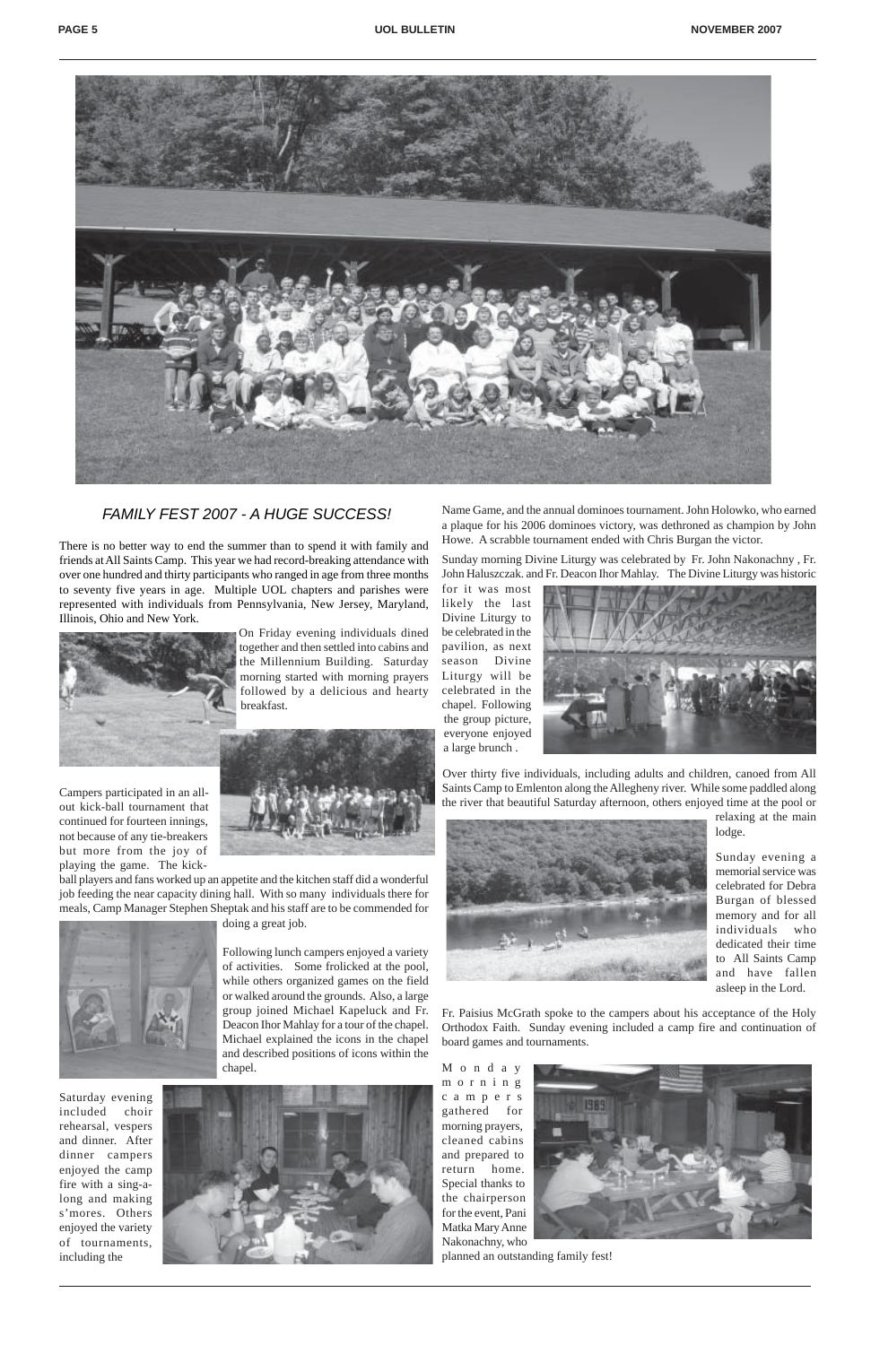## *FAMILY FEST 2007 - A HUGE SUCCESS!*

There is no better way to end the summer than to spend it with family and friends at All Saints Camp. This year we had record-breaking attendance with over one hundred and thirty participants who ranged in age from three months to seventy five years in age. Multiple UOL chapters and parishes were represented with individuals from Pennsylvania, New Jersey, Maryland, Illinois, Ohio and New York.

On Friday evening individuals dined together and then settled into cabins and the Millennium Building. Saturday morning started with morning prayers followed by a delicious and hearty breakfast.

Campers participated in an all-out kick-ball tournament that continued for fourteen innings, not because of any tie-breakers but more from the joy of playing the game. The kick-ball players and fans worked up an appetite and the kitchen staff did a wonderful job feeding the near capacity dining hall. With so many individuals there for meals, Camp Manager Stephen Sheptak and his staff are to be commended for doing a great job.

Following lunch campers enjoyed a variety of activities. Some frolicked at the pool, while others organized games on the field or walked around the grounds. Also, a large group joined Michael Kapeluck and Fr. Deacon Ihor Mahlay for a tour of the chapel. Michael explained the icons in the chapel and described positions of icons within the chapel.

Saturday evening included choir rehearsal, vespers and dinner. After dinner campers enjoyed the camp fire with a sing-a-long and making s'mores. Others enjoyed the variety of tournaments, including the Name Game, and the annual dominoes tournament. John Holowko, who earned a plaque for his 2006 dominoes victory, was dethroned as champion by John Howe. A scrabble tournament ended with Chris Burgan the victor.

Sunday morning Divine Liturgy was celebrated by Fr. John Nakonachny , Fr. John Haluszczak. and Fr. Deacon Ihor Mahlay. The Divine Liturgy was historic for it was most likely the last Divine Liturgy to be celebrated in the pavilion, as next season Divine Liturgy will be celebrated in the chapel. Following the group picture, everyone enjoyed a large brunch .

Over thirty five individuals, including adults and children, canoed from All Saints Camp to Emlenton along the Allegheny river. While some paddled along the river that beautiful Saturday afternoon, others enjoyed time at the pool or relaxing at the main lodge.

Sunday evening a memorial service was celebrated for Debra Burgan of blessed memory and for all individuals who dedicated their time to All Saints Camp and have fallen asleep in the Lord.

Fr. Paisius McGrath spoke to the campers about his acceptance of the Holy Orthodox Faith. Sunday evening included a camp fire and continuation of board games and tournaments.

Monday morning campers gathered for morning prayers, cleaned cabins and prepared to return home. Special thanks to the chairperson for the event, Pani Matka Mary Anne Nakonachny, who planned an outstanding family fest!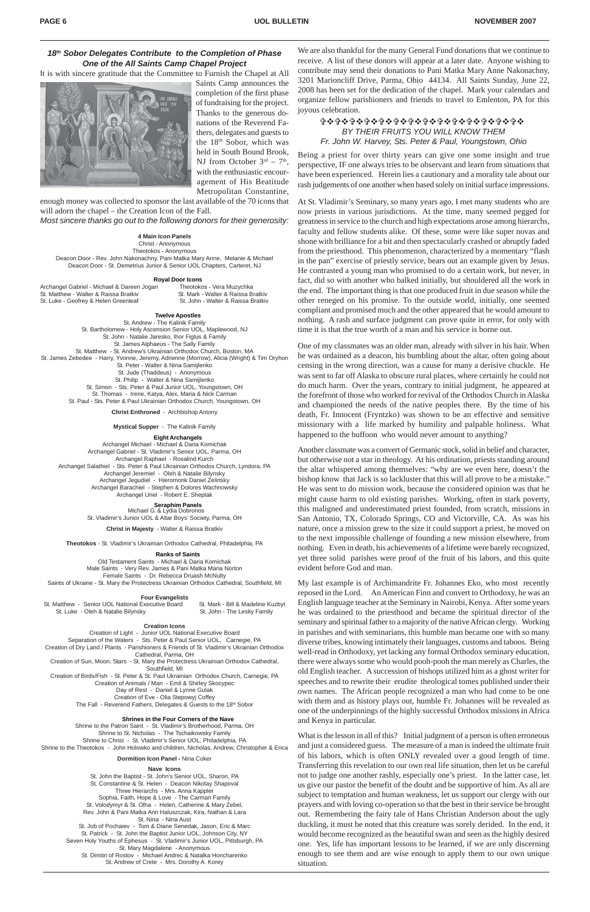### *18th Sobor Delegates Contribute to the Completion of Phase One of the All Saints Camp Chapel Project*

It is with sincere gratitude that the Committee to Furnish the Chapel at All Saints Camp announces the completion of the first phase of fundraising for the project. Thanks to the generous donations of the Reverend Fathers, delegates and guests to the 18th Sobor, which was held in South Bound Brook, NJ from October 3rd – 7th, with the enthusiastic encouragement of His Beatitude Metropolitan Constantine, enough money was collected to sponsor the last available of the 70 icons that will adorn the chapel – the Creation Icon of the Fall.

*Most sincere thanks go out to the following donors for their generosity:*

**4 Main Icon Panels**
Christ - Anonymous
Theotokos - Anonymous
Deacon Door - Rev. John Nakonachny, Pani Matka Mary Anne, Melanie & Michael
Deacon Door - St. Demetrius Junior & Senior UOL Chapters, Carteret, NJ

**Royal Door Icons**
Archangel Gabriel - Michael & Dareen Jogan
Theotokos - Vera Muzychka
St. Matthew - Walter & Raissa Bratkiv
St. Mark - Walter & Raissa Bratkiv
St. Luke - Geofrey & Helen Greenleaf
St. John - Walter & Raissa Bratkiv

**Twelve Apostles**
St. Andrew - The Kalinik Family
St. Bartholomew - Holy Ascension Senior UOL, Maplewood, NJ
St. John - Natalie Jaresko, Ihor Figlus & Family
St. James Alphaeus - The Sally Family
St. Matthew - St. Andrew's Ukrainian Orthodox Church, Boston, MA
St. James Zebedee - Harry, Yvonne, Jeremy, Adrienne (Morrow), Alicia (Wright) & Tim Oryhon
St. Peter - Walter & Nina Samijlenko
St. Jude (Thaddeus) - Anonymous
St. Philip - Walter & Nina Samijlenko
St. Simon - Sts. Peter & Paul Junior UOL, Youngstown, OH
St. Thomas - Irene, Katya, Alex, Maria & Nick Carman
St. Paul - Sts. Peter & Paul Ukrainian Orthodox Church, Youngstown, OH

**Christ Enthroned** - Archbishop Antony

**Mystical Supper** - The Kalinik Family

**Eight Archangels**
Archangel Michael - Michael & Daria Komichak
Archangel Gabriel - St. Vladimir's Senior UOL, Parma, OH
Archangel Raphael - Rosalind Kurch
Archangel Salathiel - Sts. Peter & Paul Ukrainian Orthodox Church, Lyndora, PA
Archangel Jeremiel - Oleh & Natalie Bilynsky
Archangel Jegudiel - Hieromonk Daniel Zelinsky
Archangel Barachiel - Stephen & Dolores Wachnowsky
Archangel Uriel - Robert E. Sheptak

**Seraphim Panels**
Michael G. & Lydia Dobronos
St. Vladimir's Junior UOL & Altar Boys' Society, Parma, OH

**Christ in Majesty** - Walter & Raissa Bratkiv

**Theotokos** - St. Vladimir's Ukrainian Orthodox Cathedral, Philadelphia, PA

**Ranks of Saints**
Old Testament Saints - Michael & Daria Komichak
Male Saints - Very Rev. James & Pani Matka Maria Norton
Female Saints - Dr. Rebecca Druash McNulty
Saints of Ukraine - St. Mary the Protectress Ukrainian Orthodox Cathedral, Southfield, MI

**Four Evangelists**
St. Matthew - Senior UOL National Executive Board
St. Mark - Bill & Madeline Kuzbyt
St. Luke - Oleh & Natalie Bilynsky
St. John - The Lesky Family

**Creation Icons**
Creation of Light - Junior UOL National Executive Board
Separation of the Waters - Sts. Peter & Paul Senior UOL, Carnegie, PA
Creation of Dry Land / Plants - Parishioners & Friends of St. Vladimir's Ukrainian Orthodox Cathedral, Parma, OH
Creation of Sun, Moon, Stars - St. Mary the Protectress Ukrainian Orthodox Cathedral, Southfield, MI
Creation of Birds/Fish - St. Peter & St. Paul Ukrainian Orthodox Church, Carnegie, PA
Creation of Animals / Man - Emil & Shirley Skocypec
Day of Rest - Daniel & Lynne Gulak
Creation of Eve - Olia Stepowyj Coffey
The Fall - Reverend Fathers, Delegates & Guests to the 18th Sobor

**Shrines in the Four Corners of the Nave**
Shrine to the Patron Saint - St. Vladimir's Brotherhood, Parma, OH
Shrine to St. Nicholas - The Tschaikowsky Family
Shrine to Christ - St. Vladimir's Senior UOL, Philadelphia, PA
Shrine to the Theotokos - John Holowko and children, Nicholas, Andrew, Christopher & Erica

**Dormition Icon Panel** - Nina Coker

**Nave Icons**
St. John the Baptist - St. John's Senior UOL, Sharon, PA
St. Constantine & St. Helen - Deacon Nikolay Shapoval
Three Hierarchs - Mrs. Anna Kappler
Sophia, Faith, Hope & Love - The Carman Family
St. Volodymyr & St. Olha - Helen, Catherine & Mary Zebel,
Rev. John & Pani Matka Ann Haluszczak, Kira, Nathan & Lara
St. Nina - Nina Aust
St. Job of Pochaiev - Tom & Diane Senedak, Jason, Eric & Marc
St. Patrick - St. John the Baptist Junior UOL, Johnson City, NY
Seven Holy Youths of Ephesus - St. Vladimir's Junior UOL, Pittsburgh, PA
St. Mary Magdalene - Anonymous
St. Dimitri of Rostov - Michael Andrec & Natalka Honcharenko
St. Andrew of Crete - Mrs. Dorothy A. Korey

We are also thankful for the many General Fund donations that we continue to receive. A list of these donors will appear at a later date. Anyone wishing to contribute may send their donations to Pani Matka Mary Anne Nakonachny, 3201 Marioncliff Drive, Parma, Ohio 44134. All Saints Sunday, June 22, 2008 has been set for the dedication of the chapel. Mark your calendars and organize fellow parishioners and friends to travel to Emlenton, PA for this joyous celebration.

✤✤✤✤✤✤✤✤✤✤✤✤✤✤✤✤✤✤✤✤✤✤✤✤✤

### *BY THEIR FRUITS YOU WILL KNOW THEM*
*Fr. John W. Harvey, Sts. Peter & Paul, Youngstown, Ohio*

Being a priest for over thirty years can give one some insight and true perspective, IF one always tries to be observant and learn from situations that have been experienced. Herein lies a cautionary and a morality tale about our rash judgements of one another when based solely on initial surface impressions.

At St. Vladimir's Seminary, so many years ago, I met many students who are now priests in various jurisdictions. At the time, many seemed pegged for greatness in service to the church and high expectations arose among hierarchs, faculty and fellow students alike. Of these, some were like super novas and shone with brilliance for a bit and then spectacularly crashed or abruptly faded from the priesthood. This phenomenon, characterized by a momentary "flash in the pan" exercise of priestly service, bears out an example given by Jesus. He contrasted a young man who promised to do a certain work, but never, in fact, did so with another who balked initially, but shouldered all the work in the end. The important thing is that one produced fruit in due season while the other reneged on his promise. To the outside world, initially, one seemed compliant and promised much and the other appeared that he would amount to nothing. A rash and surface judgment can prove quite in error, for only with time it is that the true worth of a man and his service is borne out.

One of my classmates was an older man, already with silver in his hair. When he was ordained as a deacon, his bumbling about the altar, often going about censing in the wrong direction, was a cause for many a derisive chuckle. He was sent to far off Alaska to obscure rural places, where certainly he could not do much harm. Over the years, contrary to initial judgment, he appeared at the forefront of those who worked for revival of the Orthodox Church in Alaska and championed the needs of the native peoples there. By the time of his death, Fr. Innocent (Fryntzko) was shown to be an effective and sensitive missionary with a life marked by humility and palpable holiness. What happened to the buffoon who would never amount to anything?

Another classmate was a convert of Germanic stock, solid in belief and character, but otherwise not a star in theology. At his ordination, priests standing around the altar whispered among themselves: "why are we even here, doesn't the bishop know that Jack is so lackluster that this will all prove to be a mistake." He was sent to do mission work, because the considered opinion was that he might cause harm to old existing parishes. Working, often in stark poverty, this maligned and underestimated priest founded, from scratch, missions in San Antonio, TX, Colorado Springs, CO and Victorville, CA. As was his nature, once a mission grew to the size it could support a priest, he moved on to the next impossible challenge of founding a new mission elsewhere, from nothing. Even in death, his achievements of a lifetime were barely recognized, yet three solid parishes were proof of the fruit of his labors, and this quite evident before God and man.

My last example is of Archimandrite Fr. Johannes Eko, who most recently reposed in the Lord. An American Finn and convert to Orthodoxy, he was an English language teacher at the Seminary in Nairobi, Kenya. After some years he was ordained to the priesthood and became the spiritual director of the seminary and spiritual father to a majority of the native African clergy. Working in parishes and with seminarians, this humble man became one with so many diverse tribes, knowing intimately their languages, customs and taboos. Being well-read in Orthodoxy, yet lacking any formal Orthodox seminary education, there were always some who would pooh-pooh the man merely as Charles, the old English teacher. A succession of bishops utilized him as a ghost writer for speeches and to rewrite their erudite theological tomes published under their own names. The African people recognized a man who had come to be one with them and as history plays out, humble Fr. Johannes will be revealed as one of the underpinnings of the highly successful Orthodox missions in Africa and Kenya in particular.

What is the lesson in all of this? Initial judgment of a person is often erroneous and just a considered guess. The measure of a man is indeed the ultimate fruit of his labors, which is often ONLY revealed over a good length of time. Transferring this revelation to our own real life situation, then let us be careful not to judge one another rashly, especially one's priest. In the latter case, let us give our pastor the benefit of the doubt and be supportive of him. As all are subject to temptation and human weakness, let us support our clergy with our prayers and with loving co-operation so that the best in their service be brought out. Remembering the fairy tale of Hans Christian Anderson about the ugly duckling, it must be noted that this creature was sorely derided. In the end, it would become recognized as the beautiful swan and seen as the highly desired one. Yes, life has important lessons to be learned, if we are only discerning enough to see them and are wise enough to apply them to our own unique situation.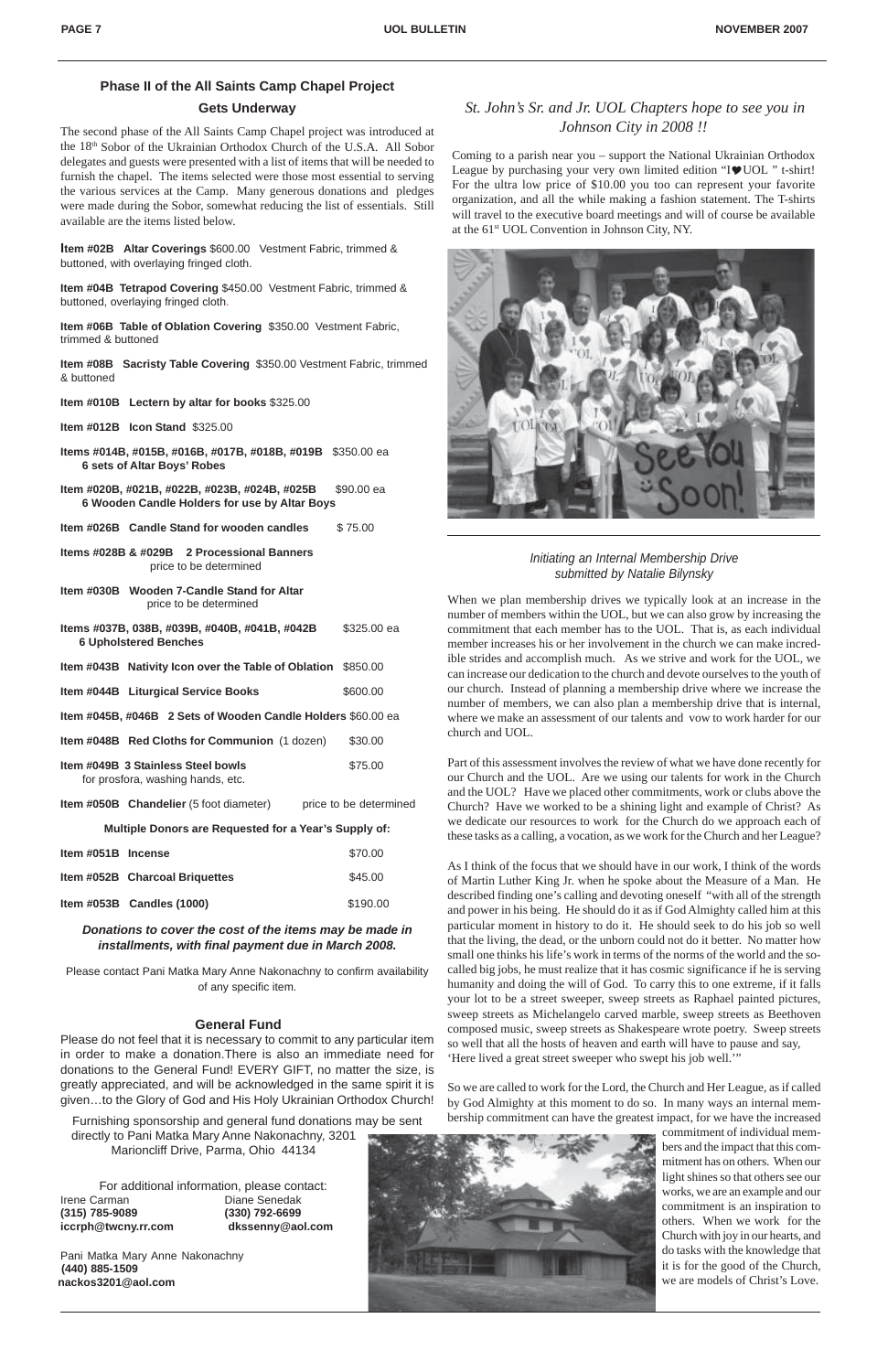## Phase II of the All Saints Camp Chapel Project

### Gets Underway

The second phase of the All Saints Camp Chapel project was introduced at the 18th Sobor of the Ukrainian Orthodox Church of the U.S.A. All Sobor delegates and guests were presented with a list of items that will be needed to furnish the chapel. The items selected were those most essential to serving the various services at the Camp. Many generous donations and pledges were made during the Sobor, somewhat reducing the list of essentials. Still available are the items listed below.

**Item #02B Altar Coverings** $600.00 Vestment Fabric, trimmed & buttoned, with overlaying fringed cloth.

**Item #04B Tetrapod Covering** $450.00 Vestment Fabric, trimmed & buttoned, overlaying fringed cloth.

**Item #06B Table of Oblation Covering** $350.00 Vestment Fabric, trimmed & buttoned

**Item #08B Sacristy Table Covering** $350.00 Vestment Fabric, trimmed & buttoned

**Item #010B Lectern by altar for books** $325.00

**Item #012B Icon Stand** $325.00

**Items #014B, #015B, #016B, #017B, #018B, #019B** $350.00 ea
**6 sets of Altar Boys' Robes**

**Item #020B, #021B, #022B, #023B, #024B, #025B** $90.00 ea
**6 Wooden Candle Holders for use by Altar Boys**

**Item #026B Candle Stand for wooden candles** $ 75.00

**Items #028B & #029B 2 Processional Banners**
price to be determined

**Item #030B Wooden 7-Candle Stand for Altar**
price to be determined

**Items #037B, 038B, #039B, #040B, #041B, #042B** $325.00 ea
**6 Upholstered Benches**

**Item #043B Nativity Icon over the Table of Oblation** $850.00

**Item #044B Liturgical Service Books** $600.00

**Item #045B, #046B 2 Sets of Wooden Candle Holders** $60.00 ea

**Item #048B Red Cloths for Communion** (1 dozen) $30.00

**Item #049B 3 Stainless Steel bowls** $75.00
for prosfora, washing hands, etc.

**Item #050B Chandelier** (5 foot diameter) price to be determined

**Multiple Donors are Requested for a Year's Supply of:**

**Item #051B Incense** $70.00

**Item #052B Charcoal Briquettes** $45.00

**Item #053B Candles (1000)** $190.00

***Donations to cover the cost of the items may be made in installments, with final payment due in March 2008.***

Please contact Pani Matka Mary Anne Nakonachny to confirm availability of any specific item.

### General Fund

Please do not feel that it is necessary to commit to any particular item in order to make a donation.There is also an immediate need for donations to the General Fund! EVERY GIFT, no matter the size, is greatly appreciated, and will be acknowledged in the same spirit it is given…to the Glory of God and His Holy Ukrainian Orthodox Church!

Furnishing sponsorship and general fund donations may be sent directly to Pani Matka Mary Anne Nakonachny, 3201 Marioncliff Drive, Parma, Ohio 44134

For additional information, please contact:

Irene Carman
**(315) 785-9089**
**iccrph@twcny.rr.com**

Diane Senedak
**(330) 792-6699**
**dkssenny@aol.com**

Pani Matka Mary Anne Nakonachny
**(440) 885-1509**
**nackos3201@aol.com**

## *St. John's Sr. and Jr. UOL Chapters hope to see you in Johnson City in 2008 !!*

Coming to a parish near you – support the National Ukrainian Orthodox League by purchasing your very own limited edition "I♥UOL " t-shirt! For the ultra low price of $10.00 you too can represent your favorite organization, and all the while making a fashion statement. The T-shirts will travel to the executive board meetings and will of course be available at the 61st UOL Convention in Johnson City, NY.

### *Initiating an Internal Membership Drive*
*submitted by Natalie Bilynsky*

When we plan membership drives we typically look at an increase in the number of members within the UOL, but we can also grow by increasing the commitment that each member has to the UOL. That is, as each individual member increases his or her involvement in the church we can make incredible strides and accomplish much. As we strive and work for the UOL, we can increase our dedication to the church and devote ourselves to the youth of our church. Instead of planning a membership drive where we increase the number of members, we can also plan a membership drive that is internal, where we make an assessment of our talents and vow to work harder for our church and UOL.

Part of this assessment involves the review of what we have done recently for our Church and the UOL. Are we using our talents for work in the Church and the UOL? Have we placed other commitments, work or clubs above the Church? Have we worked to be a shining light and example of Christ? As we dedicate our resources to work for the Church do we approach each of these tasks as a calling, a vocation, as we work for the Church and her League?

As I think of the focus that we should have in our work, I think of the words of Martin Luther King Jr. when he spoke about the Measure of a Man. He described finding one's calling and devoting oneself "with all of the strength and power in his being. He should do it as if God Almighty called him at this particular moment in history to do it. He should seek to do his job so well that the living, the dead, or the unborn could not do it better. No matter how small one thinks his life's work in terms of the norms of the world and the so-called big jobs, he must realize that it has cosmic significance if he is serving humanity and doing the will of God. To carry this to one extreme, if it falls your lot to be a street sweeper, sweep streets as Raphael painted pictures, sweep streets as Michelangelo carved marble, sweep streets as Beethoven composed music, sweep streets as Shakespeare wrote poetry. Sweep streets so well that all the hosts of heaven and earth will have to pause and say, 'Here lived a great street sweeper who swept his job well.'"

So we are called to work for the Lord, the Church and Her League, as if called by God Almighty at this moment to do so. In many ways an internal membership commitment can have the greatest impact, for we have the increased commitment of individual members and the impact that this commitment has on others. When our light shines so that others see our works, we are an example and our commitment is an inspiration to others. When we work for the Church with joy in our hearts, and do tasks with the knowledge that it is for the good of the Church, we are models of Christ's Love.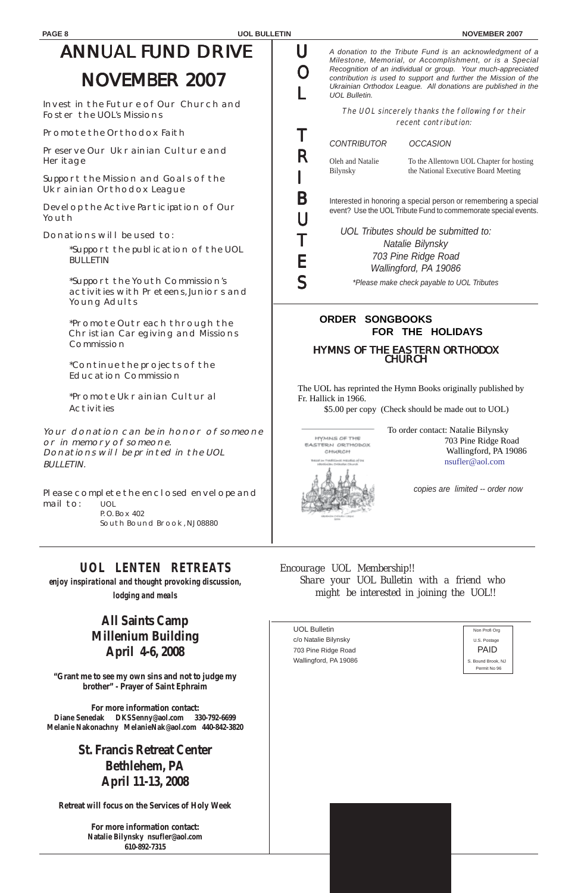# ANNUAL FUND DRIVE

# NOVEMBER 2007

Invest in the Future of Our Church and Foster the UOL's Missions

Promote the Orthodox Faith

Preserve Our Ukrainian Culture and Heritage

Support the Mission and Goals of the Ukrainian Orthodox League

Develop the Active Participation of Our Youth

Donations will be used to:

*Support the publication of the UOL BULLETIN

*Support the Youth Commission's activities with Preteens, Juniors and Young Adults

*Promote Outreach through the Christian Caregiving and Missions Commission

*Continue the projects of the Education Commission

*Promote Ukrainian Cultural Activities

*Your donation can be in honor of someone or in memory of someone. Donations will be printed in the UOL BULLETIN.*

Please complete the enclosed envelope and mail to: UOL
P.O. Box 402
South Bound Brook, NJ 08880

## UOL TRIBUTES

*A donation to the Tribute Fund is an acknowledgment of a Milestone, Memorial, or Accomplishment, or is a Special Recognition of an individual or group. Your much-appreciated contribution is used to support and further the Mission of the Ukrainian Orthodox League. All donations are published in the UOL Bulletin.*

*The UOL sincerely thanks the following for their recent contribution:*

| CONTRIBUTOR | OCCASION |
|---|---|
| Oleh and Natalie Bilynsky | To the Allentown UOL Chapter for hosting the National Executive Board Meeting |

Interested in honoring a special person or remembering a special event? Use the UOL Tribute Fund to commemorate special events.

*UOL Tributes should be submitted to:*
*Natalie Bilynsky*
*703 Pine Ridge Road*
*Wallingford, PA 19086*

**Please make check payable to UOL Tributes*

## ORDER SONGBOOKS FOR THE HOLIDAYS

### HYMNS OF THE EASTERN ORTHODOX CHURCH

The UOL has reprinted the Hymn Books originally published by Fr. Hallick in 1966.

$5.00 per copy (Check should be made out to UOL)

To order contact: Natalie Bilynsky
703 Pine Ridge Road
Wallingford, PA 19086
nsufler@aol.com

*copies are limited -- order now*

## UOL LENTEN RETREATS

***enjoy inspirational and thought provoking discussion, lodging and meals***

### All Saints Camp
### Millenium Building
### April 4-6, 2008

**"Grant me to see my own sins and not to judge my brother" - Prayer of Saint Ephraim**

**For more information contact:**
**Diane Senedak DKSSenny@aol.com 330-792-6699**
**Melanie Nakonachny MelanieNak@aol.com 440-842-3820**

### St. Francis Retreat Center
### Bethlehem, PA
### April 11-13, 2008

**Retreat will focus on the Services of Holy Week**

**For more information contact:**
**Natalie Bilynsky nsufler@aol.com**
**610-892-7315**

*Encourage UOL Membership!!*
*Share your UOL Bulletin with a friend who might be interested in joining the UOL!!*

UOL Bulletin
c/o Natalie Bilynsky
703 Pine Ridge Road
Wallingford, PA 19086

Non Profi Org
U.S. Postage
PAID
S. Bound Brook, NJ
Permit No 96